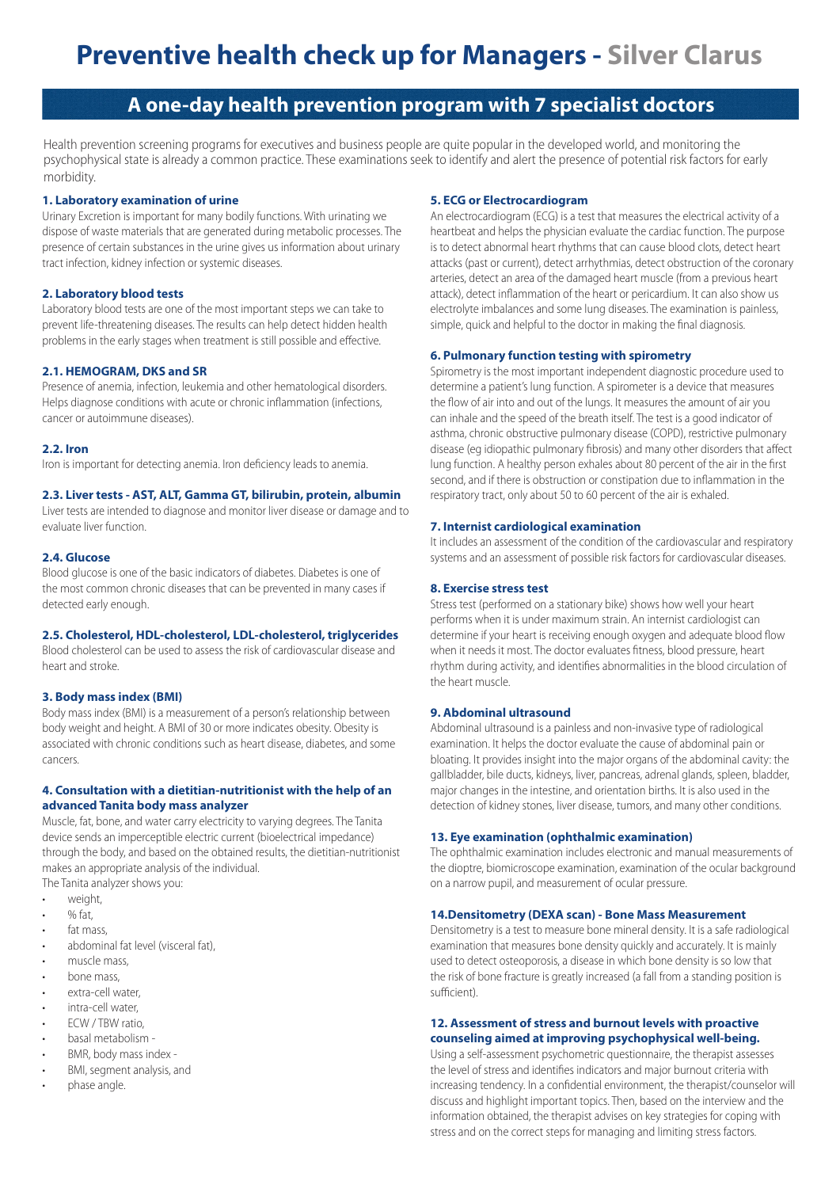# Preventive health check up for Managers - Silver Clarus

## A one-day health prevention program with 7 specialist doctors

Health prevention screening programs for executives and business people are quite popular in the developed world, and monitoring the psychophysical state is already a common practice. These examinations seek to identify and alert the presence of potential risk factors for early morbidity.

### 1. Laboratory examination of urine

Urinary Excretion is important for many bodily functions. With urinating we dispose of waste materials that are generated during metabolic processes. The presence of certain substances in the urine gives us information about urinary tract infection, kidney infection or systemic diseases.

### 2. Laboratory blood tests

Laboratory blood tests are one of the most important steps we can take to prevent life-threatening diseases. The results can help detect hidden health problems in the early stages when treatment is still possible and effective.

### 2.1. HEMOGRAM, DKS and SR

Presence of anemia, infection, leukemia and other hematological disorders. Helps diagnose conditions with acute or chronic inflammation (infections, cancer or autoimmune diseases).

### 2.2. Iron

Iron is important for detecting anemia. Iron deficiency leads to anemia.

### 2.3. Liver tests - AST, ALT, Gamma GT, bilirubin, protein, albumin

Liver tests are intended to diagnose and monitor liver disease or damage and to evaluate liver function.

### 2.4. Glucose

Blood glucose is one of the basic indicators of diabetes. Diabetes is one of the most common chronic diseases that can be prevented in many cases if detected early enough.

### 2.5. Cholesterol, HDL-cholesterol, LDL-cholesterol, triglycerides

Blood cholesterol can be used to assess the risk of cardiovascular disease and heart and stroke.

### 3. Body mass index (BMI)

Body mass index (BMI) is a measurement of a person's relationship between body weight and height. A BMI of 30 or more indicates obesity. Obesity is associated with chronic conditions such as heart disease, diabetes, and some cancers.

### 4. Consultation with a dietitian-nutritionist with the help of an advanced Tanita body mass analyzer

Muscle, fat, bone, and water carry electricity to varying degrees. The Tanita device sends an imperceptible electric current (bioelectrical impedance) through the body, and based on the obtained results, the dietitian-nutritionist makes an appropriate analysis of the individual.

The Tanita analyzer shows you:

- weight,
- % fat,
- fat mass,
- abdominal fat level (visceral fat),
- muscle mass,
- bone mass,
- extra-cell water,
- intra-cell water,
- ECW / TBW ratio,
- basal metabolism -
- BMR, body mass index -
- BMI, segment analysis, and
- phase angle.

### 5. ECG or Electrocardiogram

An electrocardiogram (ECG) is a test that measures the electrical activity of a heartbeat and helps the physician evaluate the cardiac function. The purpose is to detect abnormal heart rhythms that can cause blood clots, detect heart attacks (past or current), detect arrhythmias, detect obstruction of the coronary arteries, detect an area of the damaged heart muscle (from a previous heart attack), detect inflammation of the heart or pericardium. It can also show us electrolyte imbalances and some lung diseases. The examination is painless, simple, quick and helpful to the doctor in making the final diagnosis.

### 6. Pulmonary function testing with spirometry

Spirometry is the most important independent diagnostic procedure used to determine a patient's lung function. A spirometer is a device that measures the flow of air into and out of the lungs. It measures the amount of air you can inhale and the speed of the breath itself. The test is a good indicator of asthma, chronic obstructive pulmonary disease (COPD), restrictive pulmonary disease (eg idiopathic pulmonary fibrosis) and many other disorders that affect lung function. A healthy person exhales about 80 percent of the air in the first second, and if there is obstruction or constipation due to inflammation in the respiratory tract, only about 50 to 60 percent of the air is exhaled.

### 7. Internist cardiological examination

It includes an assessment of the condition of the cardiovascular and respiratory systems and an assessment of possible risk factors for cardiovascular diseases.

### 8. Exercise stress test

Stress test (performed on a stationary bike) shows how well your heart performs when it is under maximum strain. An internist cardiologist can determine if your heart is receiving enough oxygen and adequate blood flow when it needs it most. The doctor evaluates fitness, blood pressure, heart rhythm during activity, and identifies abnormalities in the blood circulation of the heart muscle.

### 9. Abdominal ultrasound

Abdominal ultrasound is a painless and non-invasive type of radiological examination. It helps the doctor evaluate the cause of abdominal pain or bloating. It provides insight into the major organs of the abdominal cavity: the gallbladder, bile ducts, kidneys, liver, pancreas, adrenal glands, spleen, bladder, major changes in the intestine, and orientation births. It is also used in the detection of kidney stones, liver disease, tumors, and many other conditions.

### 13. Eye examination (ophthalmic examination)

The ophthalmic examination includes electronic and manual measurements of the dioptre, biomicroscope examination, examination of the ocular background on a narrow pupil, and measurement of ocular pressure.

### 14.Densitometry (DEXA scan) - Bone Mass Measurement

Densitometry is a test to measure bone mineral density. It is a safe radiological examination that measures bone density quickly and accurately. It is mainly used to detect osteoporosis, a disease in which bone density is so low that the risk of bone fracture is greatly increased (a fall from a standing position is sufficient).

### 12. Assessment of stress and burnout levels with proactive counseling aimed at improving psychophysical well-being.

Using a self-assessment psychometric questionnaire, the therapist assesses the level of stress and identifies indicators and major burnout criteria with increasing tendency. In a confidential environment, the therapist/counselor will discuss and highlight important topics. Then, based on the interview and the information obtained, the therapist advises on key strategies for coping with stress and on the correct steps for managing and limiting stress factors.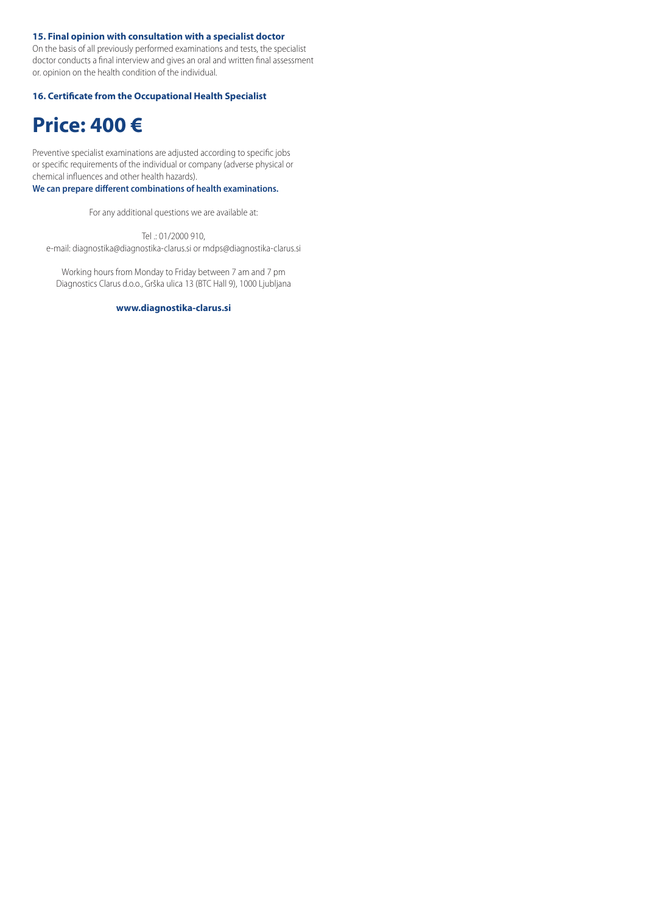**15. Final opinion with consultation with a specialist doctor**

On the basis of all previously performed examinations and tests, the specialist doctor conducts a final interview and gives an oral and written final assessment or. opinion on the health condition of the individual.

**16. Certificate from the Occupational Health Specialist**

# Price: 400 €

Preventive specialist examinations are adjusted according to specific jobs or specific requirements of the individual or company (adverse physical or chemical influences and other health hazards).

**We can prepare different combinations of health examinations.**

For any additional questions we are available at:

Tel .: 01/2000 910,
e-mail: diagnostika@diagnostika-clarus.si or mdps@diagnostika-clarus.si

Working hours from Monday to Friday between 7 am and 7 pm
Diagnostics Clarus d.o.o., Grška ulica 13 (BTC Hall 9), 1000 Ljubljana

**www.diagnostika-clarus.si**